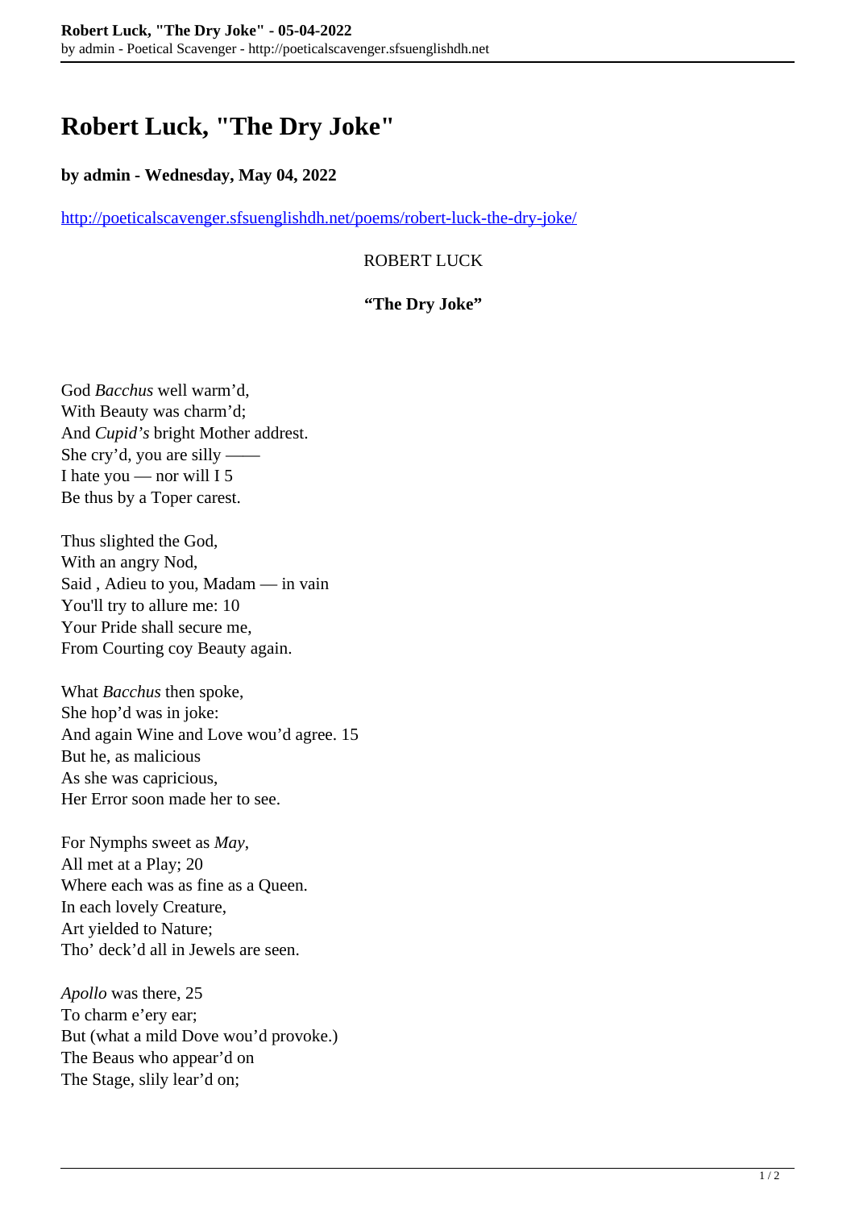# Robert Luck, "The Dry Joke"

**by admin - Wednesday, May 04, 2022**

http://poeticalscavenger.sfsuenglishdh.net/poems/robert-luck-the-dry-joke/

ROBERT LUCK

**"The Dry Joke"**

God *Bacchus* well warm'd,  
With Beauty was charm'd;  
And *Cupid's* bright Mother addrest.  
She cry'd, you are silly ——  
I hate you — nor will I 5  
Be thus by a Toper carest.

Thus slighted the God,  
With an angry Nod,  
Said , Adieu to you, Madam — in vain  
You'll try to allure me: 10  
Your Pride shall secure me,  
From Courting coy Beauty again.

What *Bacchus* then spoke,  
She hop'd was in joke:  
And again Wine and Love wou'd agree. 15  
But he, as malicious  
As she was capricious,  
Her Error soon made her to see.

For Nymphs sweet as *May*,  
All met at a Play; 20  
Where each was as fine as a Queen.  
In each lovely Creature,  
Art yielded to Nature;  
Tho' deck'd all in Jewels are seen.

*Apollo* was there, 25  
To charm e'ery ear;  
But (what a mild Dove wou'd provoke.)  
The Beaus who appear'd on  
The Stage, slily lear'd on;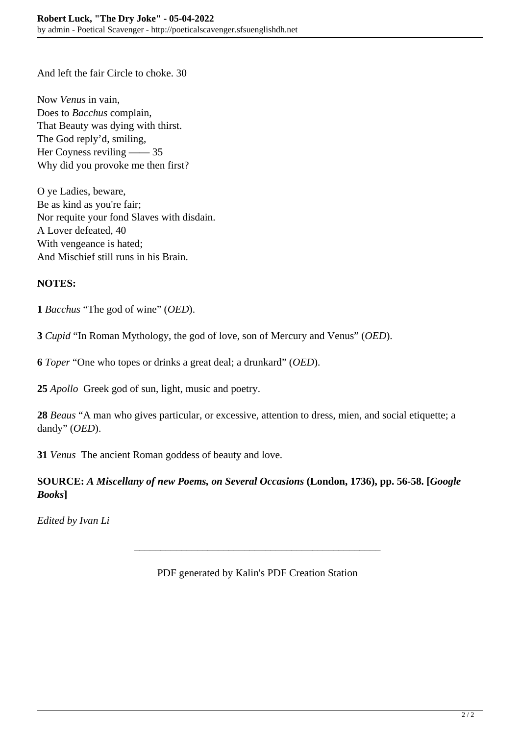And left the fair Circle to choke. 30

Now *Venus* in vain,
Does to *Bacchus* complain,
That Beauty was dying with thirst.
The God reply'd, smiling,
Her Coyness reviling —— 35
Why did you provoke me then first?

O ye Ladies, beware,
Be as kind as you're fair;
Nor requite your fond Slaves with disdain.
A Lover defeated, 40
With vengeance is hated;
And Mischief still runs in his Brain.

**NOTES:**

**1** *Bacchus* "The god of wine" (*OED*).

**3** *Cupid* "In Roman Mythology, the god of love, son of Mercury and Venus" (*OED*).

**6** *Toper* "One who topes or drinks a great deal; a drunkard" (*OED*).

**25** *Apollo* Greek god of sun, light, music and poetry.

**28** *Beaus* "A man who gives particular, or excessive, attention to dress, mien, and social etiquette; a dandy" (*OED*).

**31** *Venus* The ancient Roman goddess of beauty and love.

**SOURCE:** ***A Miscellany of new Poems, on Several Occasions*** **(London, 1736), pp. 56-58. [*Google Books*]**

*Edited by Ivan Li*

---

PDF generated by Kalin's PDF Creation Station